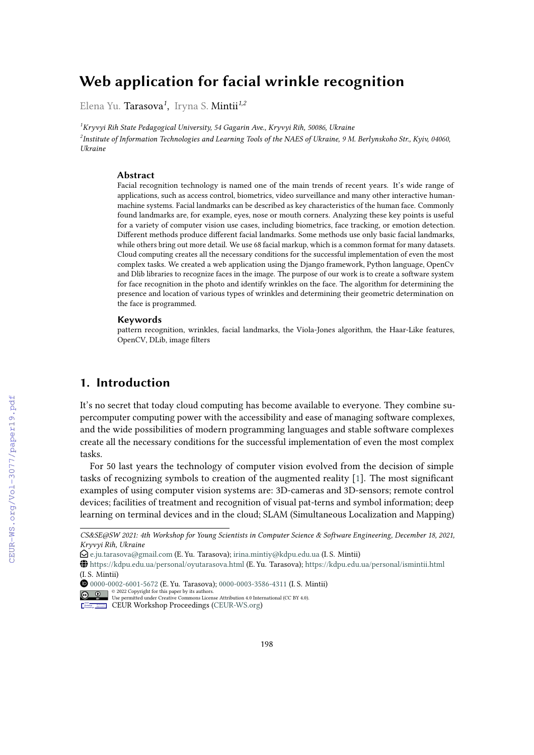# Web application for facial wrinkle recognition

Elena Yu. Tarasova[1], Iryna S. Mintii[1,2]

[1]*Kryvyi Rih State Pedagogical University, 54 Gagarin Ave., Kryvyi Rih, 50086, Ukraine*

[2]*Institute of Information Technologies and Learning Tools of the NAES of Ukraine, 9 M. Berlynskoho Str., Kyiv, 04060, Ukraine*

### Abstract

Facial recognition technology is named one of the main trends of recent years. It's wide range of applications, such as access control, biometrics, video surveillance and many other interactive human-machine systems. Facial landmarks can be described as key characteristics of the human face. Commonly found landmarks are, for example, eyes, nose or mouth corners. Analyzing these key points is useful for a variety of computer vision use cases, including biometrics, face tracking, or emotion detection. Different methods produce different facial landmarks. Some methods use only basic facial landmarks, while others bring out more detail. We use 68 facial markup, which is a common format for many datasets. Cloud computing creates all the necessary conditions for the successful implementation of even the most complex tasks. We created a web application using the Django framework, Python language, OpenCv and Dlib libraries to recognize faces in the image. The purpose of our work is to create a software system for face recognition in the photo and identify wrinkles on the face. The algorithm for determining the presence and location of various types of wrinkles and determining their geometric determination on the face is programmed.

### Keywords

pattern recognition, wrinkles, facial landmarks, the Viola-Jones algorithm, the Haar-Like features, OpenCV, DLib, image filters

## 1. Introduction

It's no secret that today cloud computing has become available to everyone. They combine supercomputer computing power with the accessibility and ease of managing software complexes, and the wide possibilities of modern programming languages and stable software complexes create all the necessary conditions for the successful implementation of even the most complex tasks.

For 50 last years the technology of computer vision evolved from the decision of simple tasks of recognizing symbols to creation of the augmented reality [1]. The most significant examples of using computer vision systems are: 3D-cameras and 3D-sensors; remote control devices; facilities of treatment and recognition of visual pat-terns and symbol information; deep learning on terminal devices and in the cloud; SLAM (Simultaneous Localization and Mapping)

---

*CS&SE@SW 2021: 4th Workshop for Young Scientists in Computer Science & Software Engineering, December 18, 2021, Kryvyi Rih, Ukraine*

e.ju.tarasova@gmail.com (E. Yu. Tarasova); irina.mintiy@kdpu.edu.ua (I. S. Mintii)

https://kdpu.edu.ua/personal/oyutarasova.html (E. Yu. Tarasova); https://kdpu.edu.ua/personal/ismintii.html (I. S. Mintii)

0000-0002-6001-5672 (E. Yu. Tarasova); 0000-0003-3586-4311 (I. S. Mintii)

© 2022 Copyright for this paper by its authors.
Use permitted under Creative Commons License Attribution 4.0 International (CC BY 4.0).

CEUR Workshop Proceedings (CEUR-WS.org)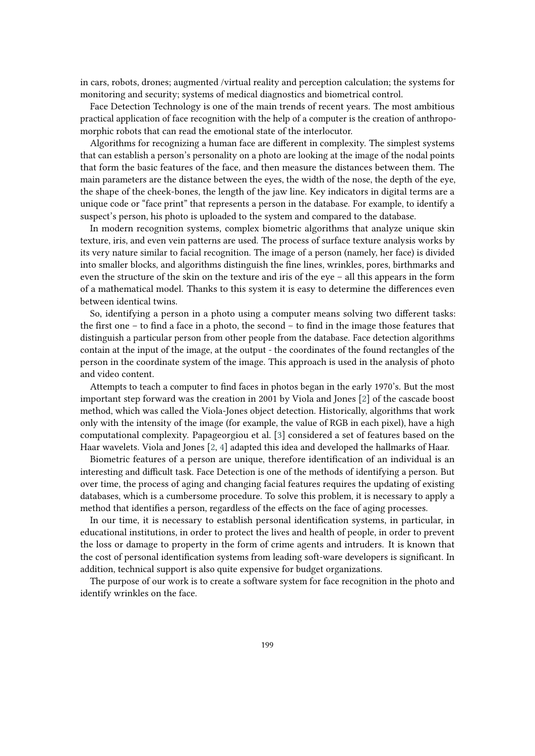in cars, robots, drones; augmented /virtual reality and perception calculation; the systems for monitoring and security; systems of medical diagnostics and biometrical control.

Face Detection Technology is one of the main trends of recent years. The most ambitious practical application of face recognition with the help of a computer is the creation of anthropomorphic robots that can read the emotional state of the interlocutor.

Algorithms for recognizing a human face are different in complexity. The simplest systems that can establish a person's personality on a photo are looking at the image of the nodal points that form the basic features of the face, and then measure the distances between them. The main parameters are the distance between the eyes, the width of the nose, the depth of the eye, the shape of the cheek-bones, the length of the jaw line. Key indicators in digital terms are a unique code or "face print" that represents a person in the database. For example, to identify a suspect's person, his photo is uploaded to the system and compared to the database.

In modern recognition systems, complex biometric algorithms that analyze unique skin texture, iris, and even vein patterns are used. The process of surface texture analysis works by its very nature similar to facial recognition. The image of a person (namely, her face) is divided into smaller blocks, and algorithms distinguish the fine lines, wrinkles, pores, birthmarks and even the structure of the skin on the texture and iris of the eye – all this appears in the form of a mathematical model. Thanks to this system it is easy to determine the differences even between identical twins.

So, identifying a person in a photo using a computer means solving two different tasks: the first one – to find a face in a photo, the second – to find in the image those features that distinguish a particular person from other people from the database. Face detection algorithms contain at the input of the image, at the output - the coordinates of the found rectangles of the person in the coordinate system of the image. This approach is used in the analysis of photo and video content.

Attempts to teach a computer to find faces in photos began in the early 1970's. But the most important step forward was the creation in 2001 by Viola and Jones [2] of the cascade boost method, which was called the Viola-Jones object detection. Historically, algorithms that work only with the intensity of the image (for example, the value of RGB in each pixel), have a high computational complexity. Papageorgiou et al. [3] considered a set of features based on the Haar wavelets. Viola and Jones [2, 4] adapted this idea and developed the hallmarks of Haar.

Biometric features of a person are unique, therefore identification of an individual is an interesting and difficult task. Face Detection is one of the methods of identifying a person. But over time, the process of aging and changing facial features requires the updating of existing databases, which is a cumbersome procedure. To solve this problem, it is necessary to apply a method that identifies a person, regardless of the effects on the face of aging processes.

In our time, it is necessary to establish personal identification systems, in particular, in educational institutions, in order to protect the lives and health of people, in order to prevent the loss or damage to property in the form of crime agents and intruders. It is known that the cost of personal identification systems from leading soft-ware developers is significant. In addition, technical support is also quite expensive for budget organizations.

The purpose of our work is to create a software system for face recognition in the photo and identify wrinkles on the face.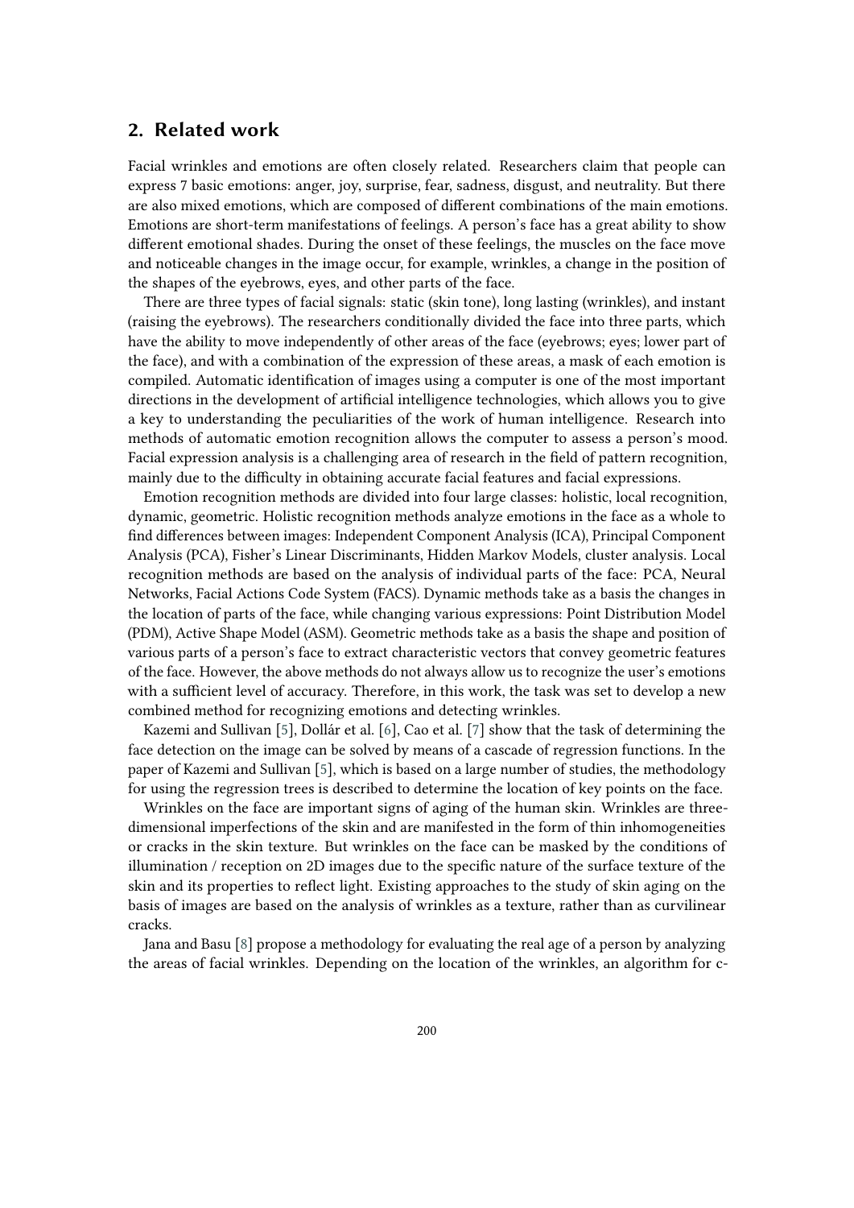## 2. Related work

Facial wrinkles and emotions are often closely related. Researchers claim that people can express 7 basic emotions: anger, joy, surprise, fear, sadness, disgust, and neutrality. But there are also mixed emotions, which are composed of different combinations of the main emotions. Emotions are short-term manifestations of feelings. A person's face has a great ability to show different emotional shades. During the onset of these feelings, the muscles on the face move and noticeable changes in the image occur, for example, wrinkles, a change in the position of the shapes of the eyebrows, eyes, and other parts of the face.

There are three types of facial signals: static (skin tone), long lasting (wrinkles), and instant (raising the eyebrows). The researchers conditionally divided the face into three parts, which have the ability to move independently of other areas of the face (eyebrows; eyes; lower part of the face), and with a combination of the expression of these areas, a mask of each emotion is compiled. Automatic identification of images using a computer is one of the most important directions in the development of artificial intelligence technologies, which allows you to give a key to understanding the peculiarities of the work of human intelligence. Research into methods of automatic emotion recognition allows the computer to assess a person's mood. Facial expression analysis is a challenging area of research in the field of pattern recognition, mainly due to the difficulty in obtaining accurate facial features and facial expressions.

Emotion recognition methods are divided into four large classes: holistic, local recognition, dynamic, geometric. Holistic recognition methods analyze emotions in the face as a whole to find differences between images: Independent Component Analysis (ICA), Principal Component Analysis (PCA), Fisher's Linear Discriminants, Hidden Markov Models, cluster analysis. Local recognition methods are based on the analysis of individual parts of the face: PCA, Neural Networks, Facial Actions Code System (FACS). Dynamic methods take as a basis the changes in the location of parts of the face, while changing various expressions: Point Distribution Model (PDM), Active Shape Model (ASM). Geometric methods take as a basis the shape and position of various parts of a person's face to extract characteristic vectors that convey geometric features of the face. However, the above methods do not always allow us to recognize the user's emotions with a sufficient level of accuracy. Therefore, in this work, the task was set to develop a new combined method for recognizing emotions and detecting wrinkles.

Kazemi and Sullivan [5], Dollár et al. [6], Cao et al. [7] show that the task of determining the face detection on the image can be solved by means of a cascade of regression functions. In the paper of Kazemi and Sullivan [5], which is based on a large number of studies, the methodology for using the regression trees is described to determine the location of key points on the face.

Wrinkles on the face are important signs of aging of the human skin. Wrinkles are three-dimensional imperfections of the skin and are manifested in the form of thin inhomogeneities or cracks in the skin texture. But wrinkles on the face can be masked by the conditions of illumination / reception on 2D images due to the specific nature of the surface texture of the skin and its properties to reflect light. Existing approaches to the study of skin aging on the basis of images are based on the analysis of wrinkles as a texture, rather than as curvilinear cracks.

Jana and Basu [8] propose a methodology for evaluating the real age of a person by analyzing the areas of facial wrinkles. Depending on the location of the wrinkles, an algorithm for c-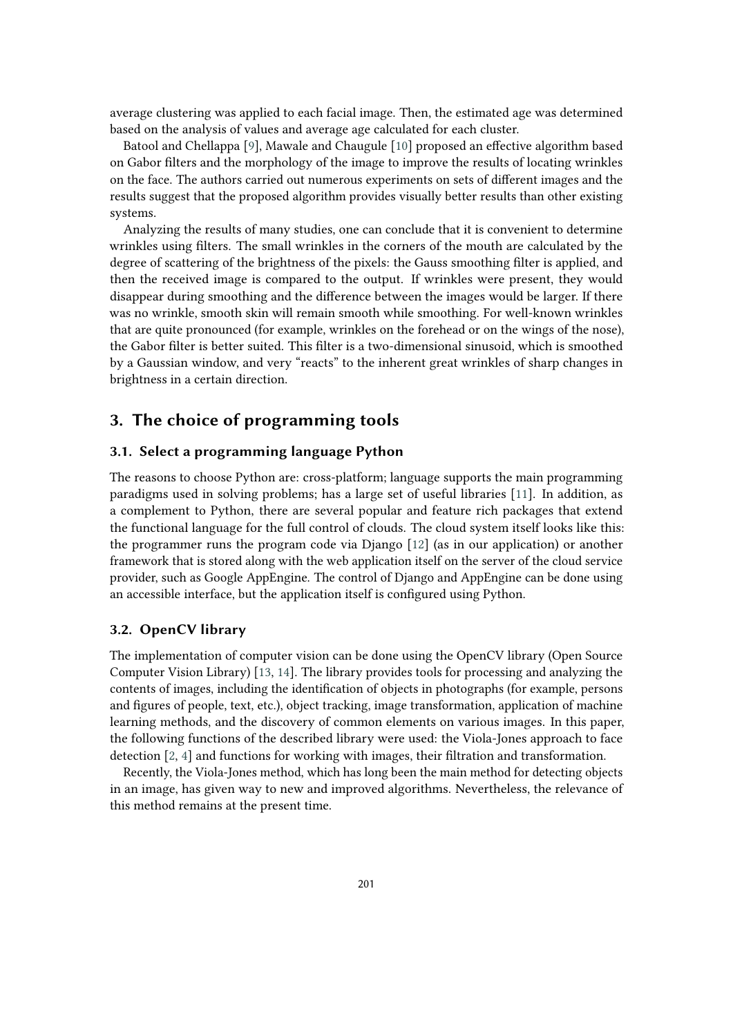average clustering was applied to each facial image. Then, the estimated age was determined based on the analysis of values and average age calculated for each cluster.

Batool and Chellappa [9], Mawale and Chaugule [10] proposed an effective algorithm based on Gabor filters and the morphology of the image to improve the results of locating wrinkles on the face. The authors carried out numerous experiments on sets of different images and the results suggest that the proposed algorithm provides visually better results than other existing systems.

Analyzing the results of many studies, one can conclude that it is convenient to determine wrinkles using filters. The small wrinkles in the corners of the mouth are calculated by the degree of scattering of the brightness of the pixels: the Gauss smoothing filter is applied, and then the received image is compared to the output. If wrinkles were present, they would disappear during smoothing and the difference between the images would be larger. If there was no wrinkle, smooth skin will remain smooth while smoothing. For well-known wrinkles that are quite pronounced (for example, wrinkles on the forehead or on the wings of the nose), the Gabor filter is better suited. This filter is a two-dimensional sinusoid, which is smoothed by a Gaussian window, and very "reacts" to the inherent great wrinkles of sharp changes in brightness in a certain direction.

## 3. The choice of programming tools

### 3.1. Select a programming language Python

The reasons to choose Python are: cross-platform; language supports the main programming paradigms used in solving problems; has a large set of useful libraries [11]. In addition, as a complement to Python, there are several popular and feature rich packages that extend the functional language for the full control of clouds. The cloud system itself looks like this: the programmer runs the program code via Django [12] (as in our application) or another framework that is stored along with the web application itself on the server of the cloud service provider, such as Google AppEngine. The control of Django and AppEngine can be done using an accessible interface, but the application itself is configured using Python.

### 3.2. OpenCV library

The implementation of computer vision can be done using the OpenCV library (Open Source Computer Vision Library) [13, 14]. The library provides tools for processing and analyzing the contents of images, including the identification of objects in photographs (for example, persons and figures of people, text, etc.), object tracking, image transformation, application of machine learning methods, and the discovery of common elements on various images. In this paper, the following functions of the described library were used: the Viola-Jones approach to face detection [2, 4] and functions for working with images, their filtration and transformation.

Recently, the Viola-Jones method, which has long been the main method for detecting objects in an image, has given way to new and improved algorithms. Nevertheless, the relevance of this method remains at the present time.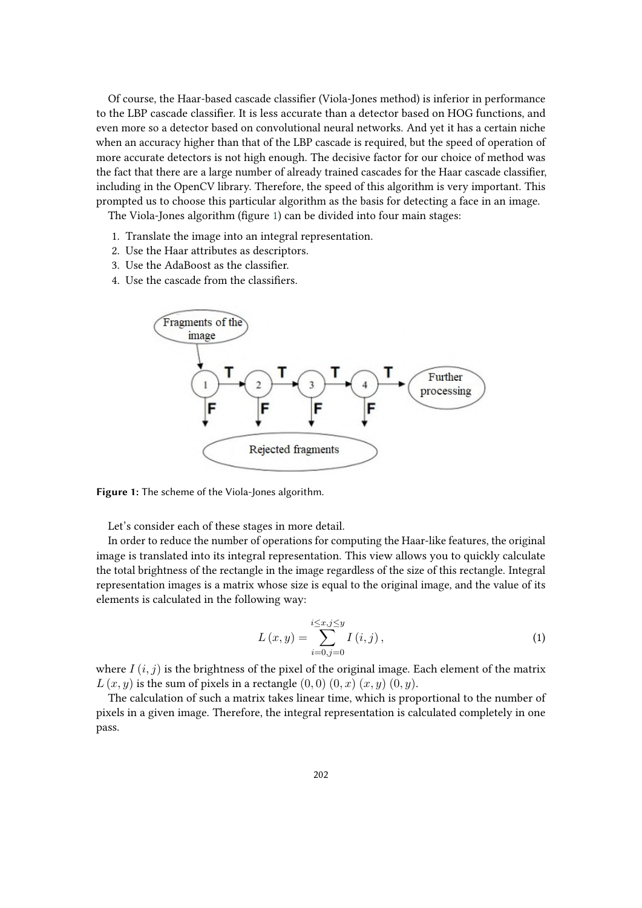Of course, the Haar-based cascade classifier (Viola-Jones method) is inferior in performance to the LBP cascade classifier. It is less accurate than a detector based on HOG functions, and even more so a detector based on convolutional neural networks. And yet it has a certain niche when an accuracy higher than that of the LBP cascade is required, but the speed of operation of more accurate detectors is not high enough. The decisive factor for our choice of method was the fact that there are a large number of already trained cascades for the Haar cascade classifier, including in the OpenCV library. Therefore, the speed of this algorithm is very important. This prompted us to choose this particular algorithm as the basis for detecting a face in an image.

The Viola-Jones algorithm (figure 1) can be divided into four main stages:

1. Translate the image into an integral representation.
2. Use the Haar attributes as descriptors.
3. Use the AdaBoost as the classifier.
4. Use the cascade from the classifiers.

**Figure 1:** The scheme of the Viola-Jones algorithm.

Let's consider each of these stages in more detail.

In order to reduce the number of operations for computing the Haar-like features, the original image is translated into its integral representation. This view allows you to quickly calculate the total brightness of the rectangle in the image regardless of the size of this rectangle. Integral representation images is a matrix whose size is equal to the original image, and the value of its elements is calculated in the following way:

$$L(x, y) = \sum_{i=0, j=0}^{i \leq x, j \leq y} I(i, j), \tag{1}$$

where $I(i, j)$ is the brightness of the pixel of the original image. Each element of the matrix $L(x, y)$ is the sum of pixels in a rectangle $(0, 0)$ $(0, x)$ $(x, y)$ $(0, y)$.

The calculation of such a matrix takes linear time, which is proportional to the number of pixels in a given image. Therefore, the integral representation is calculated completely in one pass.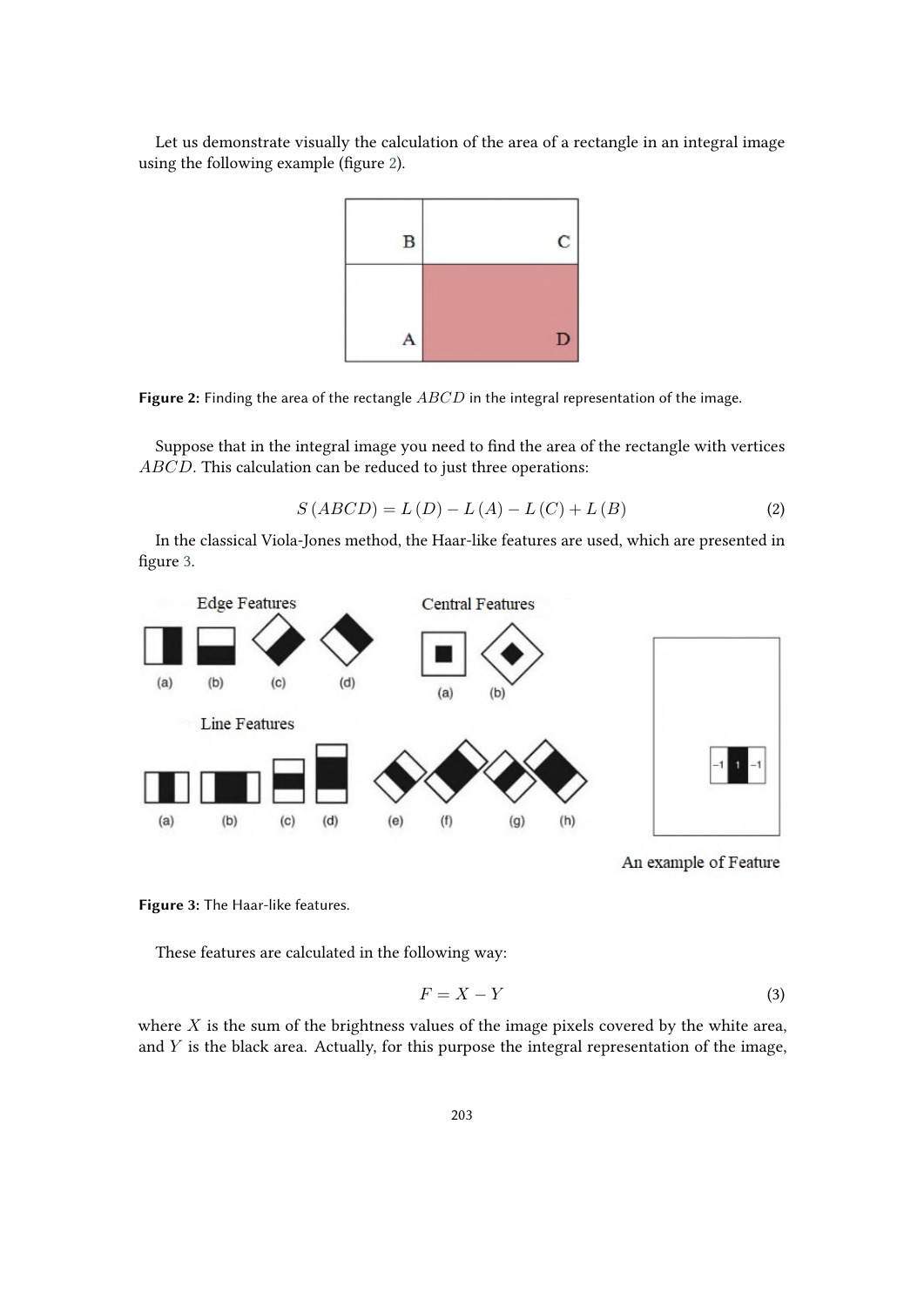Let us demonstrate visually the calculation of the area of a rectangle in an integral image using the following example (figure 2).

**Figure 2:** Finding the area of the rectangle $ABCD$ in the integral representation of the image.

Suppose that in the integral image you need to find the area of the rectangle with vertices $ABCD$. This calculation can be reduced to just three operations:

$$S\left(ABCD\right) = L\left(D\right) - L\left(A\right) - L\left(C\right) + L\left(B\right) \tag{2}$$

In the classical Viola-Jones method, the Haar-like features are used, which are presented in figure 3.

**Figure 3:** The Haar-like features.

These features are calculated in the following way:

$$F = X - Y \tag{3}$$

where $X$ is the sum of the brightness values of the image pixels covered by the white area, and $Y$ is the black area. Actually, for this purpose the integral representation of the image,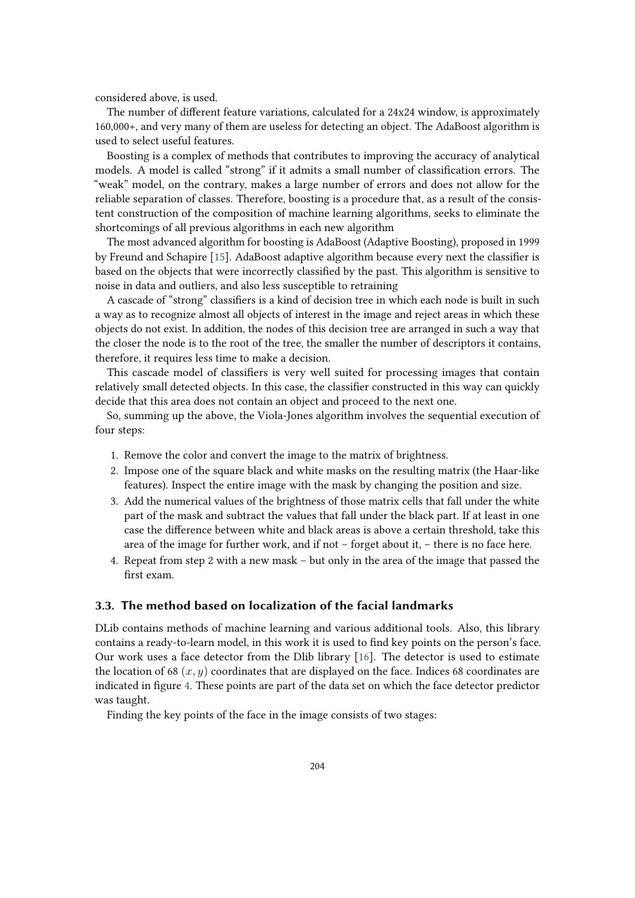considered above, is used.

The number of different feature variations, calculated for a 24x24 window, is approximately 160,000+, and very many of them are useless for detecting an object. The AdaBoost algorithm is used to select useful features.

Boosting is a complex of methods that contributes to improving the accuracy of analytical models. A model is called "strong" if it admits a small number of classification errors. The "weak" model, on the contrary, makes a large number of errors and does not allow for the reliable separation of classes. Therefore, boosting is a procedure that, as a result of the consistent construction of the composition of machine learning algorithms, seeks to eliminate the shortcomings of all previous algorithms in each new algorithm

The most advanced algorithm for boosting is AdaBoost (Adaptive Boosting), proposed in 1999 by Freund and Schapire [15]. AdaBoost adaptive algorithm because every next the classifier is based on the objects that were incorrectly classified by the past. This algorithm is sensitive to noise in data and outliers, and also less susceptible to retraining

A cascade of "strong" classifiers is a kind of decision tree in which each node is built in such a way as to recognize almost all objects of interest in the image and reject areas in which these objects do not exist. In addition, the nodes of this decision tree are arranged in such a way that the closer the node is to the root of the tree, the smaller the number of descriptors it contains, therefore, it requires less time to make a decision.

This cascade model of classifiers is very well suited for processing images that contain relatively small detected objects. In this case, the classifier constructed in this way can quickly decide that this area does not contain an object and proceed to the next one.

So, summing up the above, the Viola-Jones algorithm involves the sequential execution of four steps:

1. Remove the color and convert the image to the matrix of brightness.
2. Impose one of the square black and white masks on the resulting matrix (the Haar-like features). Inspect the entire image with the mask by changing the position and size.
3. Add the numerical values of the brightness of those matrix cells that fall under the white part of the mask and subtract the values that fall under the black part. If at least in one case the difference between white and black areas is above a certain threshold, take this area of the image for further work, and if not – forget about it, – there is no face here.
4. Repeat from step 2 with a new mask – but only in the area of the image that passed the first exam.

### 3.3. The method based on localization of the facial landmarks

DLib contains methods of machine learning and various additional tools. Also, this library contains a ready-to-learn model, in this work it is used to find key points on the person's face. Our work uses a face detector from the Dlib library [16]. The detector is used to estimate the location of 68 $(x, y)$ coordinates that are displayed on the face. Indices 68 coordinates are indicated in figure 4. These points are part of the data set on which the face detector predictor was taught.

Finding the key points of the face in the image consists of two stages: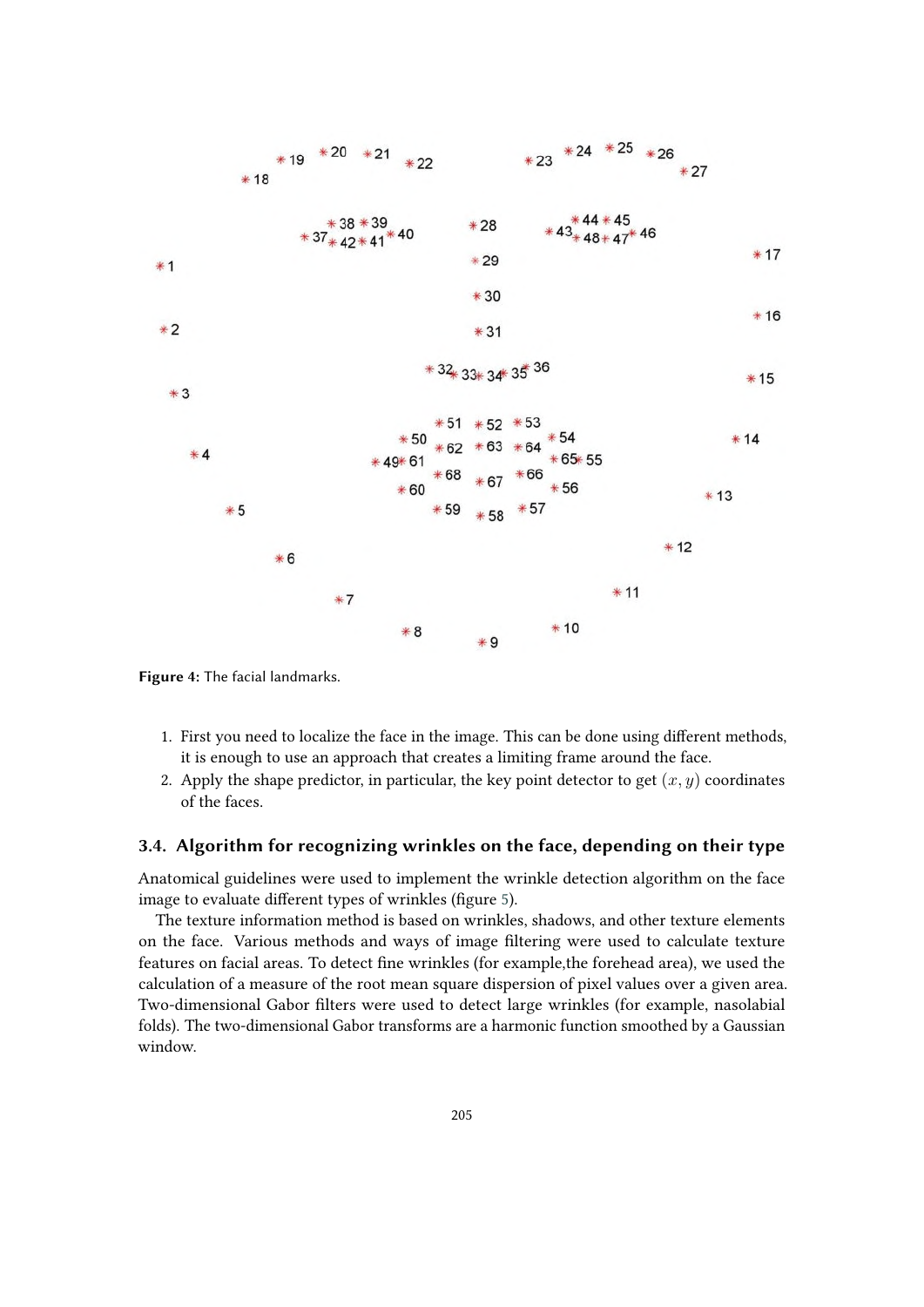**Figure 4:** The facial landmarks.

1. First you need to localize the face in the image. This can be done using different methods, it is enough to use an approach that creates a limiting frame around the face.
2. Apply the shape predictor, in particular, the key point detector to get $(x, y)$ coordinates of the faces.

### 3.4. Algorithm for recognizing wrinkles on the face, depending on their type

Anatomical guidelines were used to implement the wrinkle detection algorithm on the face image to evaluate different types of wrinkles (figure 5).

The texture information method is based on wrinkles, shadows, and other texture elements on the face. Various methods and ways of image filtering were used to calculate texture features on facial areas. To detect fine wrinkles (for example,the forehead area), we used the calculation of a measure of the root mean square dispersion of pixel values over a given area. Two-dimensional Gabor filters were used to detect large wrinkles (for example, nasolabial folds). The two-dimensional Gabor transforms are a harmonic function smoothed by a Gaussian window.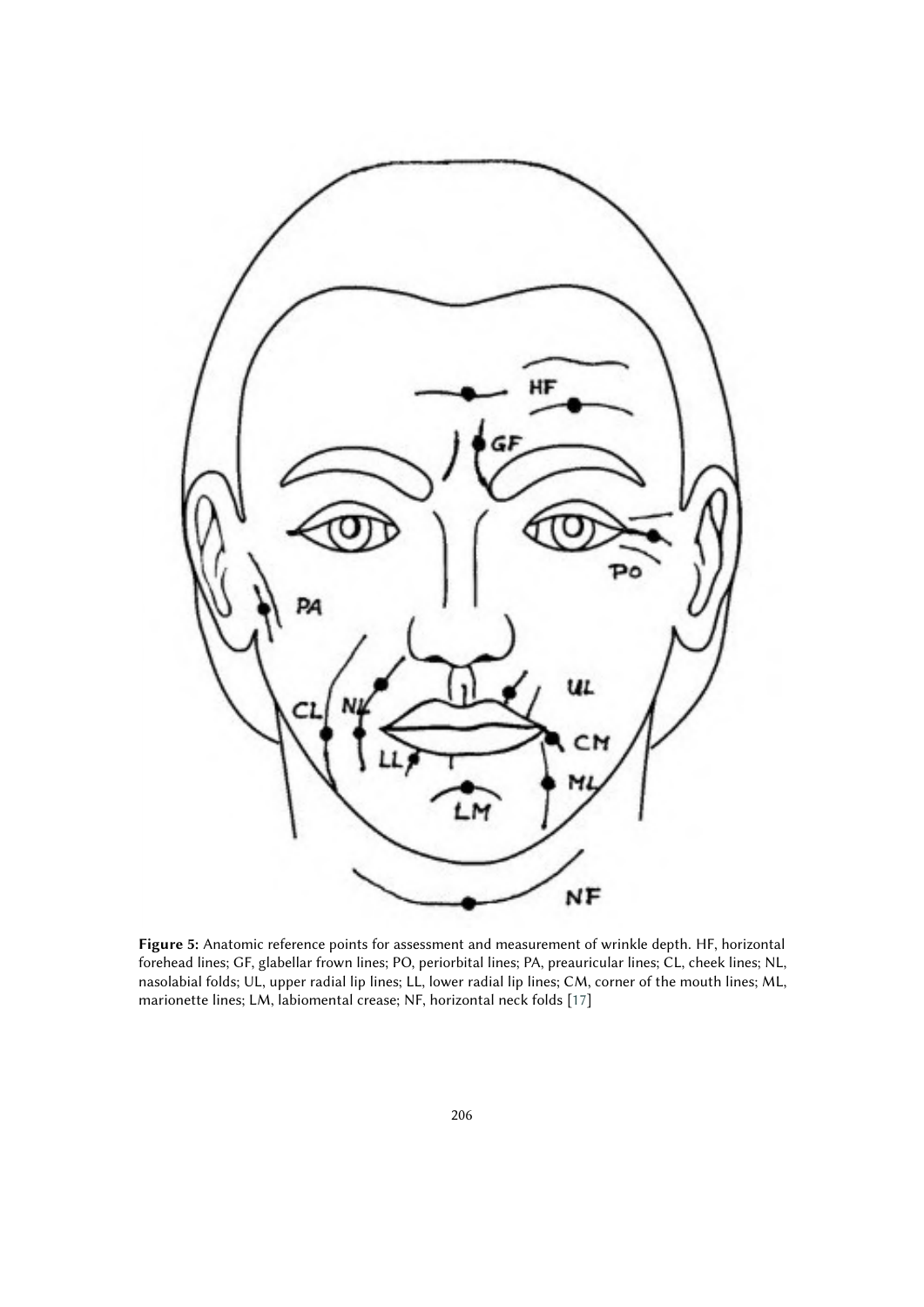**Figure 5:** Anatomic reference points for assessment and measurement of wrinkle depth. HF, horizontal forehead lines; GF, glabellar frown lines; PO, periorbital lines; PA, preauricular lines; CL, cheek lines; NL, nasolabial folds; UL, upper radial lip lines; LL, lower radial lip lines; CM, corner of the mouth lines; ML, marionette lines; LM, labiomental crease; NF, horizontal neck folds [17]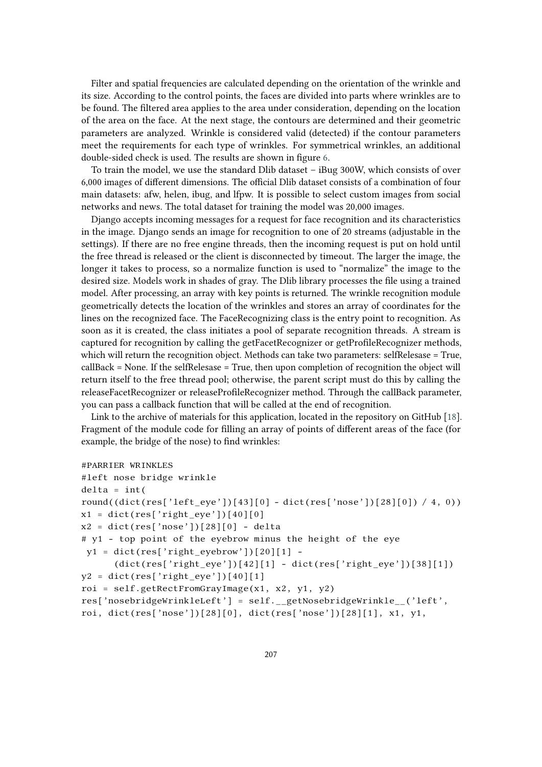Filter and spatial frequencies are calculated depending on the orientation of the wrinkle and its size. According to the control points, the faces are divided into parts where wrinkles are to be found. The filtered area applies to the area under consideration, depending on the location of the area on the face. At the next stage, the contours are determined and their geometric parameters are analyzed. Wrinkle is considered valid (detected) if the contour parameters meet the requirements for each type of wrinkles. For symmetrical wrinkles, an additional double-sided check is used. The results are shown in figure 6.

To train the model, we use the standard Dlib dataset – iBug 300W, which consists of over 6,000 images of different dimensions. The official Dlib dataset consists of a combination of four main datasets: afw, helen, ibug, and lfpw. It is possible to select custom images from social networks and news. The total dataset for training the model was 20,000 images.

Django accepts incoming messages for a request for face recognition and its characteristics in the image. Django sends an image for recognition to one of 20 streams (adjustable in the settings). If there are no free engine threads, then the incoming request is put on hold until the free thread is released or the client is disconnected by timeout. The larger the image, the longer it takes to process, so a normalize function is used to "normalize" the image to the desired size. Models work in shades of gray. The Dlib library processes the file using a trained model. After processing, an array with key points is returned. The wrinkle recognition module geometrically detects the location of the wrinkles and stores an array of coordinates for the lines on the recognized face. The FaceRecognizing class is the entry point to recognition. As soon as it is created, the class initiates a pool of separate recognition threads. A stream is captured for recognition by calling the getFacetRecognizer or getProfileRecognizer methods, which will return the recognition object. Methods can take two parameters: selfRelesase = True, callBack = None. If the selfRelesase = True, then upon completion of recognition the object will return itself to the free thread pool; otherwise, the parent script must do this by calling the releaseFacetRecognizer or releaseProfileRecognizer method. Through the callBack parameter, you can pass a callback function that will be called at the end of recognition.

Link to the archive of materials for this application, located in the repository on GitHub [18]. Fragment of the module code for filling an array of points of different areas of the face (for example, the bridge of the nose) to find wrinkles:

```
#PARRIER WRINKLES
#left nose bridge wrinkle
delta = int(
round((dict(res['left_eye'])[43][0] - dict(res['nose'])[28][0]) / 4, 0))
x1 = dict(res['right_eye'])[40][0]
x2 = dict(res['nose'])[28][0] - delta
# y1 - top point of the eyebrow minus the height of the eye
 y1 = dict(res['right_eyebrow'])[20][1] -
      (dict(res['right_eye'])[42][1] - dict(res['right_eye'])[38][1])
y2 = dict(res['right_eye'])[40][1]
roi = self.getRectFromGrayImage(x1, x2, y1, y2)
res['nosebridgeWrinkleLeft'] = self.__getNosebridgeWrinkle__('left',
roi, dict(res['nose'])[28][0], dict(res['nose'])[28][1], x1, y1,
```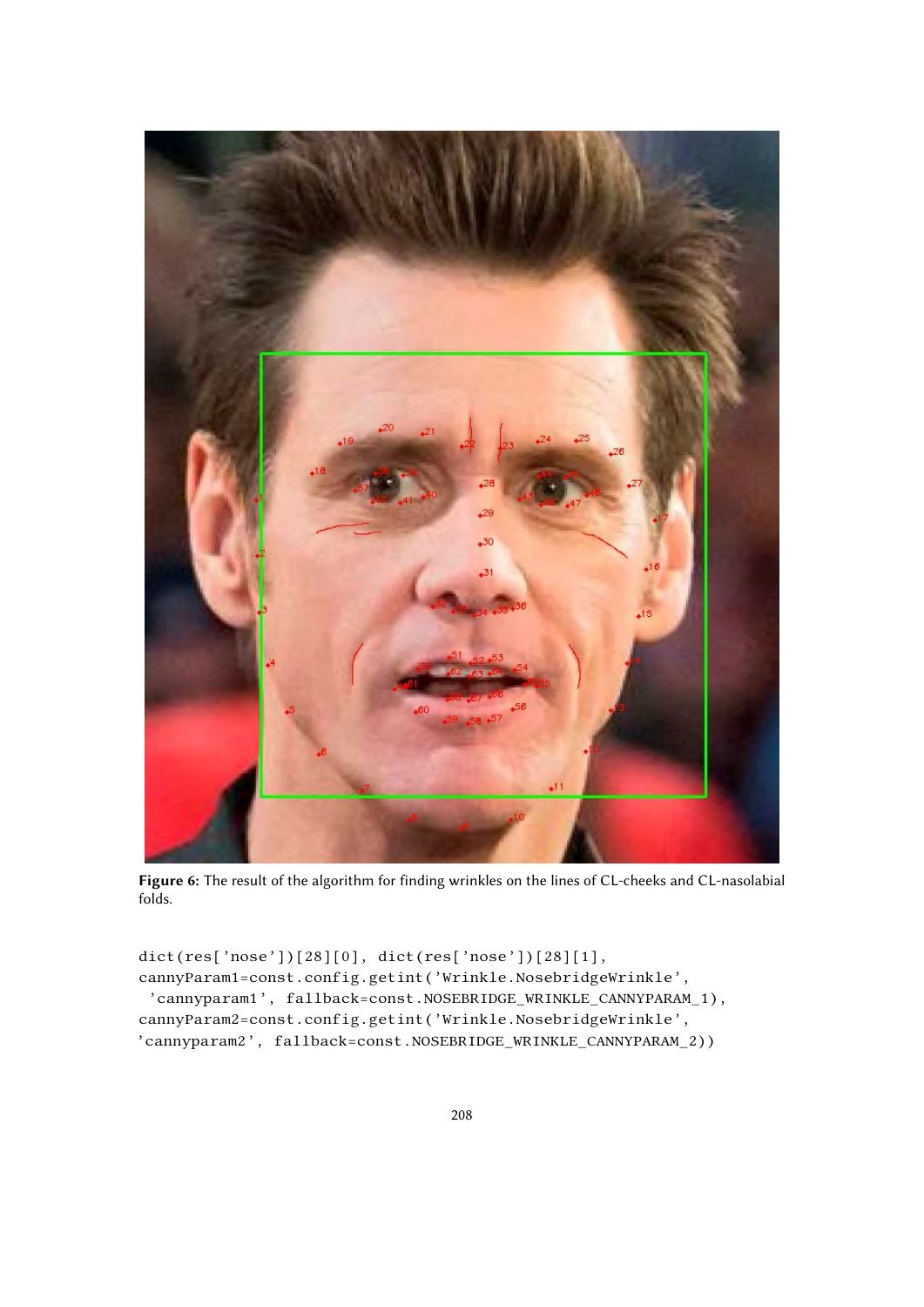Figure 6: The result of the algorithm for finding wrinkles on the lines of CL-cheeks and CL-nasolabial folds.

```
dict(res['nose'])[28][0], dict(res['nose'])[28][1],
cannyParam1=const.config.getint('Wrinkle.NosebridgeWrinkle',
 'cannyparam1', fallback=const.NOSEBRIDGE_WRINKLE_CANNYPARAM_1),
cannyParam2=const.config.getint('Wrinkle.NosebridgeWrinkle',
'cannyparam2', fallback=const.NOSEBRIDGE_WRINKLE_CANNYPARAM_2))
```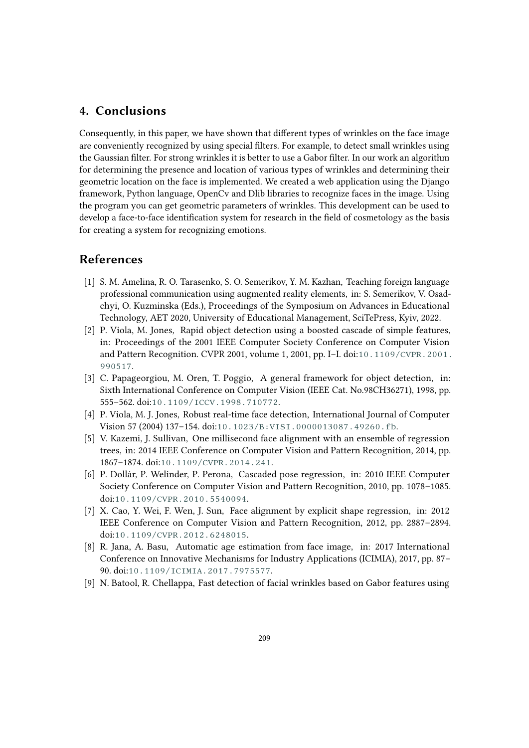## 4. Conclusions

Consequently, in this paper, we have shown that different types of wrinkles on the face image are conveniently recognized by using special filters. For example, to detect small wrinkles using the Gaussian filter. For strong wrinkles it is better to use a Gabor filter. In our work an algorithm for determining the presence and location of various types of wrinkles and determining their geometric location on the face is implemented. We created a web application using the Django framework, Python language, OpenCv and Dlib libraries to recognize faces in the image. Using the program you can get geometric parameters of wrinkles. This development can be used to develop a face-to-face identification system for research in the field of cosmetology as the basis for creating a system for recognizing emotions.

## References

[1] S. M. Amelina, R. O. Tarasenko, S. O. Semerikov, Y. M. Kazhan, Teaching foreign language professional communication using augmented reality elements, in: S. Semerikov, V. Osadchyi, O. Kuzminska (Eds.), Proceedings of the Symposium on Advances in Educational Technology, AET 2020, University of Educational Management, SciTePress, Kyiv, 2022.

[2] P. Viola, M. Jones, Rapid object detection using a boosted cascade of simple features, in: Proceedings of the 2001 IEEE Computer Society Conference on Computer Vision and Pattern Recognition. CVPR 2001, volume 1, 2001, pp. I–I. doi:10.1109/CVPR.2001.990517.

[3] C. Papageorgiou, M. Oren, T. Poggio, A general framework for object detection, in: Sixth International Conference on Computer Vision (IEEE Cat. No.98CH36271), 1998, pp. 555–562. doi:10.1109/ICCV.1998.710772.

[4] P. Viola, M. J. Jones, Robust real-time face detection, International Journal of Computer Vision 57 (2004) 137–154. doi:10.1023/B:VISI.0000013087.49260.fb.

[5] V. Kazemi, J. Sullivan, One millisecond face alignment with an ensemble of regression trees, in: 2014 IEEE Conference on Computer Vision and Pattern Recognition, 2014, pp. 1867–1874. doi:10.1109/CVPR.2014.241.

[6] P. Dollár, P. Welinder, P. Perona, Cascaded pose regression, in: 2010 IEEE Computer Society Conference on Computer Vision and Pattern Recognition, 2010, pp. 1078–1085. doi:10.1109/CVPR.2010.5540094.

[7] X. Cao, Y. Wei, F. Wen, J. Sun, Face alignment by explicit shape regression, in: 2012 IEEE Conference on Computer Vision and Pattern Recognition, 2012, pp. 2887–2894. doi:10.1109/CVPR.2012.6248015.

[8] R. Jana, A. Basu, Automatic age estimation from face image, in: 2017 International Conference on Innovative Mechanisms for Industry Applications (ICIMIA), 2017, pp. 87–90. doi:10.1109/ICIMIA.2017.7975577.

[9] N. Batool, R. Chellappa, Fast detection of facial wrinkles based on Gabor features using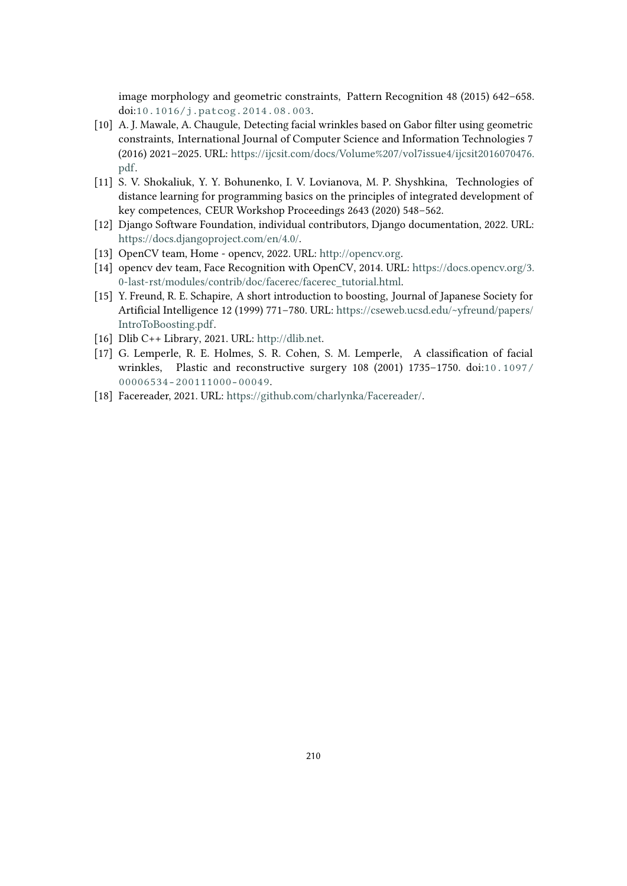image morphology and geometric constraints, Pattern Recognition 48 (2015) 642–658. doi:10.1016/j.patcog.2014.08.003.

[10] A. J. Mawale, A. Chaugule, Detecting facial wrinkles based on Gabor filter using geometric constraints, International Journal of Computer Science and Information Technologies 7 (2016) 2021–2025. URL: https://ijcsit.com/docs/Volume%207/vol7issue4/ijcsit2016070476.pdf.

[11] S. V. Shokaliuk, Y. Y. Bohunenko, I. V. Lovianova, M. P. Shyshkina, Technologies of distance learning for programming basics on the principles of integrated development of key competences, CEUR Workshop Proceedings 2643 (2020) 548–562.

[12] Django Software Foundation, individual contributors, Django documentation, 2022. URL: https://docs.djangoproject.com/en/4.0/.

[13] OpenCV team, Home - opencv, 2022. URL: http://opencv.org.

[14] opencv dev team, Face Recognition with OpenCV, 2014. URL: https://docs.opencv.org/3.0-last-rst/modules/contrib/doc/facerec/facerec_tutorial.html.

[15] Y. Freund, R. E. Schapire, A short introduction to boosting, Journal of Japanese Society for Artificial Intelligence 12 (1999) 771–780. URL: https://cseweb.ucsd.edu/~yfreund/papers/IntroToBoosting.pdf.

[16] Dlib C++ Library, 2021. URL: http://dlib.net.

[17] G. Lemperle, R. E. Holmes, S. R. Cohen, S. M. Lemperle, A classification of facial wrinkles, Plastic and reconstructive surgery 108 (2001) 1735–1750. doi:10.1097/00006534-200111000-00049.

[18] Facereader, 2021. URL: https://github.com/charlynka/Facereader/.